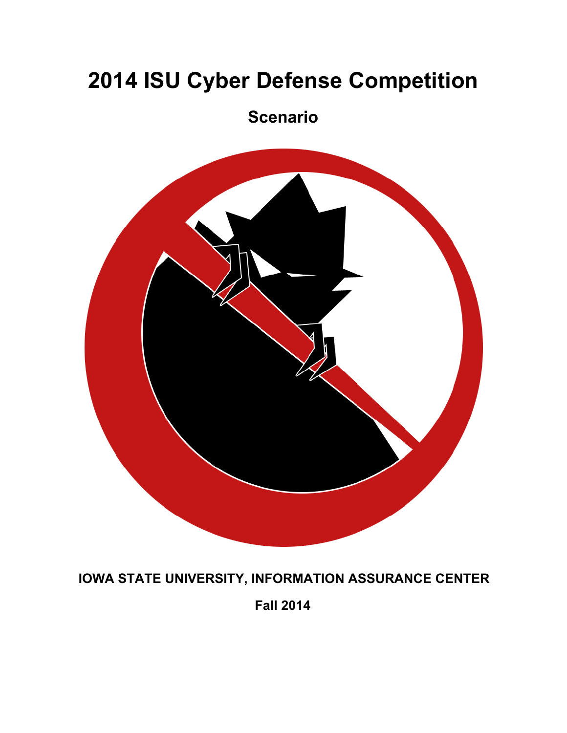# 2014 ISU Cyber Defense Competition

## Scenario

**IOWA STATE UNIVERSITY, INFORMATION ASSURANCE CENTER**

**Fall 2014**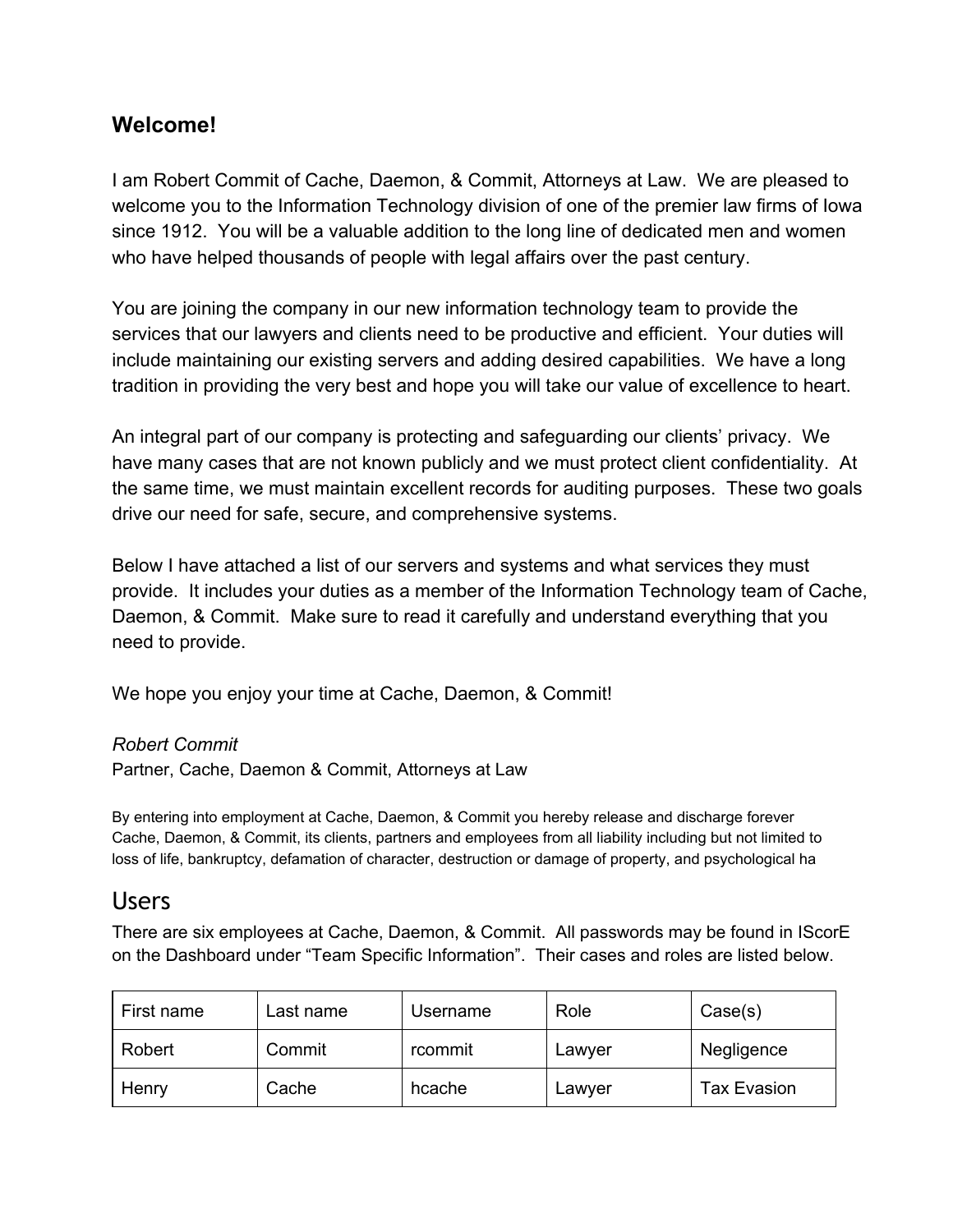## Welcome!

I am Robert Commit of Cache, Daemon, & Commit, Attorneys at Law. We are pleased to welcome you to the Information Technology division of one of the premier law firms of Iowa since 1912. You will be a valuable addition to the long line of dedicated men and women who have helped thousands of people with legal affairs over the past century.

You are joining the company in our new information technology team to provide the services that our lawyers and clients need to be productive and efficient. Your duties will include maintaining our existing servers and adding desired capabilities. We have a long tradition in providing the very best and hope you will take our value of excellence to heart.

An integral part of our company is protecting and safeguarding our clients' privacy. We have many cases that are not known publicly and we must protect client confidentiality. At the same time, we must maintain excellent records for auditing purposes. These two goals drive our need for safe, secure, and comprehensive systems.

Below I have attached a list of our servers and systems and what services they must provide. It includes your duties as a member of the Information Technology team of Cache, Daemon, & Commit. Make sure to read it carefully and understand everything that you need to provide.

We hope you enjoy your time at Cache, Daemon, & Commit!

*Robert Commit*
Partner, Cache, Daemon & Commit, Attorneys at Law

By entering into employment at Cache, Daemon, & Commit you hereby release and discharge forever Cache, Daemon, & Commit, its clients, partners and employees from all liability including but not limited to loss of life, bankruptcy, defamation of character, destruction or damage of property, and psychological ha

# Users

There are six employees at Cache, Daemon, & Commit. All passwords may be found in IScorE on the Dashboard under "Team Specific Information". Their cases and roles are listed below.

| First name | Last name | Username | Role | Case(s) |
|---|---|---|---|---|
| Robert | Commit | rcommit | Lawyer | Negligence |
| Henry | Cache | hcache | Lawyer | Tax Evasion |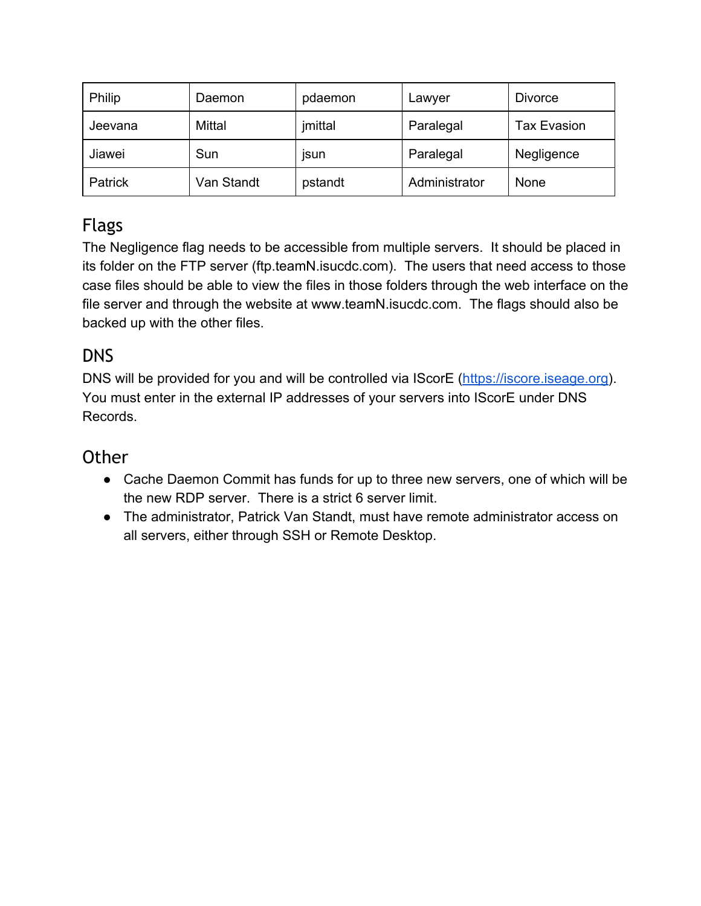| Philip | Daemon | pdaemon | Lawyer | Divorce |
| --- | --- | --- | --- | --- |
| Jeevana | Mittal | jmittal | Paralegal | Tax Evasion |
| Jiawei | Sun | jsun | Paralegal | Negligence |
| Patrick | Van Standt | pstandt | Administrator | None |

## Flags

The Negligence flag needs to be accessible from multiple servers. It should be placed in its folder on the FTP server (ftp.teamN.isucdc.com). The users that need access to those case files should be able to view the files in those folders through the web interface on the file server and through the website at www.teamN.isucdc.com. The flags should also be backed up with the other files.

## DNS

DNS will be provided for you and will be controlled via IScorE (https://iscore.iseage.org). You must enter in the external IP addresses of your servers into IScorE under DNS Records.

## Other

- Cache Daemon Commit has funds for up to three new servers, one of which will be the new RDP server. There is a strict 6 server limit.
- The administrator, Patrick Van Standt, must have remote administrator access on all servers, either through SSH or Remote Desktop.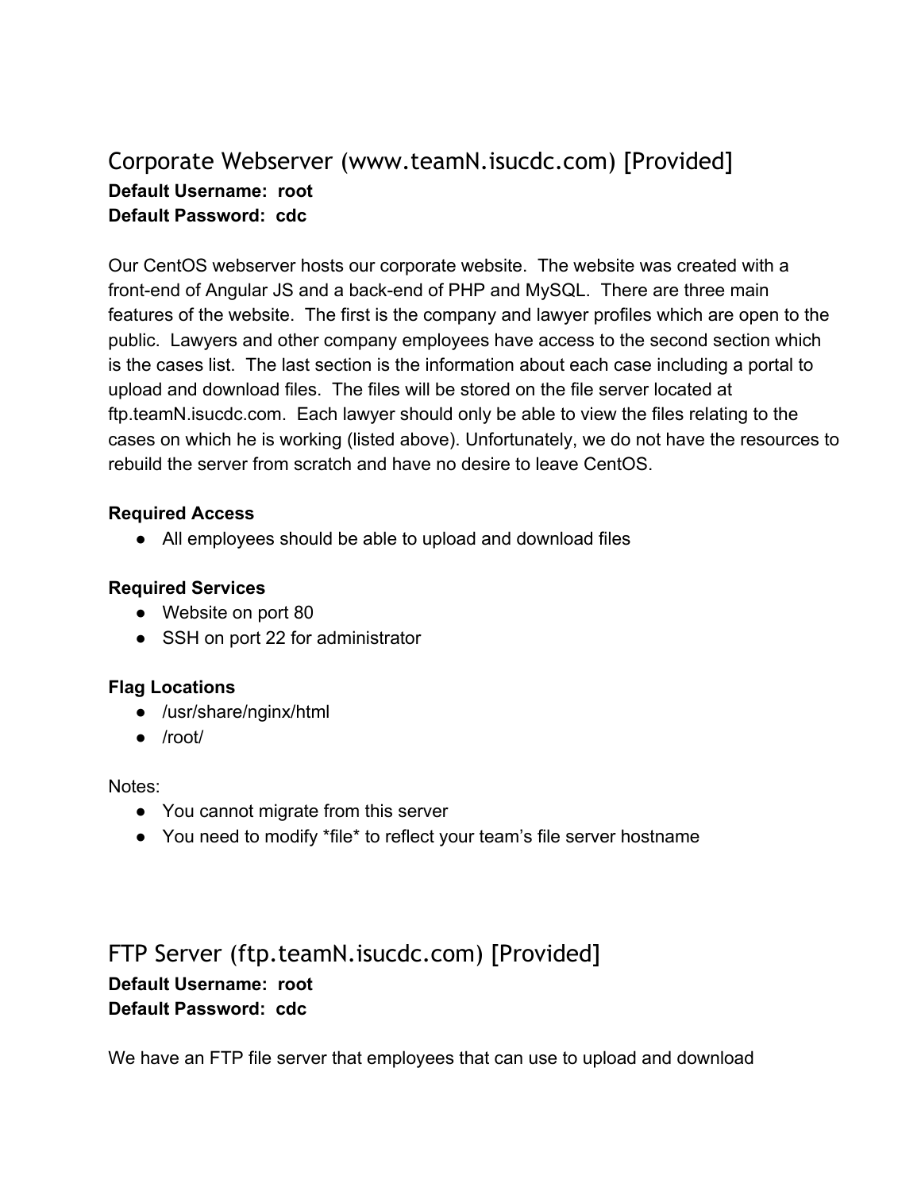## Corporate Webserver (www.teamN.isucdc.com) [Provided]

**Default Username: root**
**Default Password: cdc**

Our CentOS webserver hosts our corporate website. The website was created with a front-end of Angular JS and a back-end of PHP and MySQL. There are three main features of the website. The first is the company and lawyer profiles which are open to the public. Lawyers and other company employees have access to the second section which is the cases list. The last section is the information about each case including a portal to upload and download files. The files will be stored on the file server located at ftp.teamN.isucdc.com. Each lawyer should only be able to view the files relating to the cases on which he is working (listed above). Unfortunately, we do not have the resources to rebuild the server from scratch and have no desire to leave CentOS.

**Required Access**

- All employees should be able to upload and download files

**Required Services**

- Website on port 80
- SSH on port 22 for administrator

**Flag Locations**

- /usr/share/nginx/html
- /root/

Notes:

- You cannot migrate from this server
- You need to modify *file* to reflect your team's file server hostname

## FTP Server (ftp.teamN.isucdc.com) [Provided]

**Default Username: root**
**Default Password: cdc**

We have an FTP file server that employees that can use to upload and download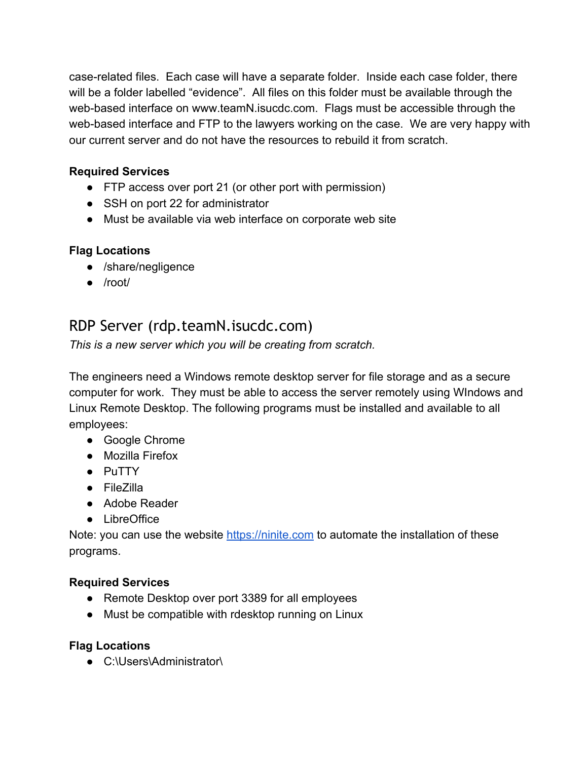case-related files. Each case will have a separate folder. Inside each case folder, there will be a folder labelled "evidence". All files on this folder must be available through the web-based interface on www.teamN.isucdc.com. Flags must be accessible through the web-based interface and FTP to the lawyers working on the case. We are very happy with our current server and do not have the resources to rebuild it from scratch.

**Required Services**

- FTP access over port 21 (or other port with permission)
- SSH on port 22 for administrator
- Must be available via web interface on corporate web site

**Flag Locations**

- /share/negligence
- /root/

## RDP Server (rdp.teamN.isucdc.com)

*This is a new server which you will be creating from scratch.*

The engineers need a Windows remote desktop server for file storage and as a secure computer for work. They must be able to access the server remotely using WIndows and Linux Remote Desktop. The following programs must be installed and available to all employees:

- Google Chrome
- Mozilla Firefox
- PuTTY
- FileZilla
- Adobe Reader
- LibreOffice

Note: you can use the website [https://ninite.com](https://ninite.com) to automate the installation of these programs.

**Required Services**

- Remote Desktop over port 3389 for all employees
- Must be compatible with rdesktop running on Linux

**Flag Locations**

- C:\Users\Administrator\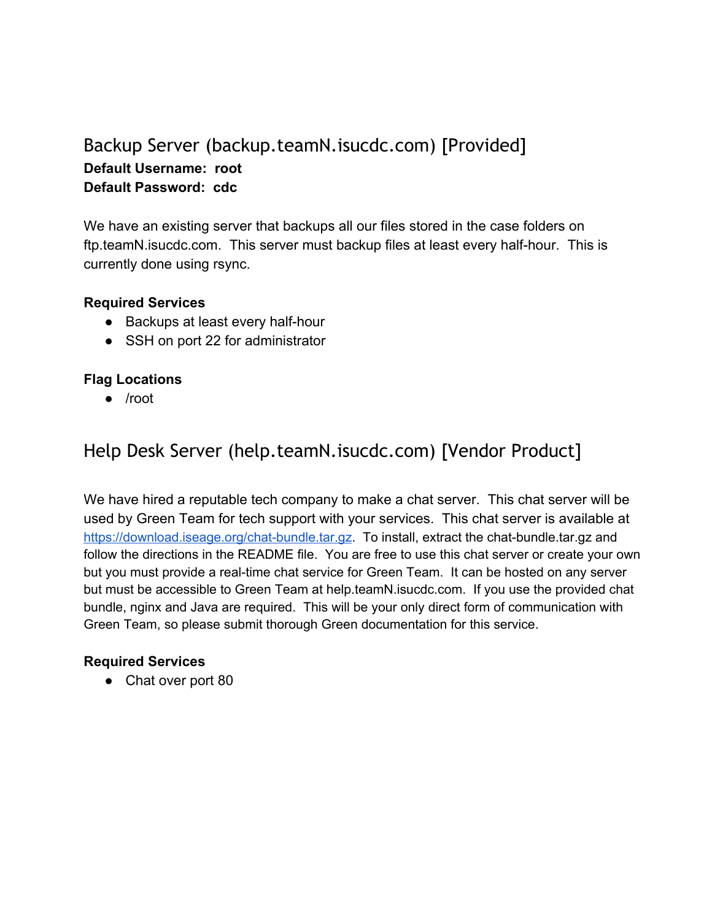## Backup Server (backup.teamN.isucdc.com) [Provided]

**Default Username: root**
**Default Password: cdc**

We have an existing server that backups all our files stored in the case folders on ftp.teamN.isucdc.com. This server must backup files at least every half-hour. This is currently done using rsync.

**Required Services**

- Backups at least every half-hour
- SSH on port 22 for administrator

**Flag Locations**

- /root

## Help Desk Server (help.teamN.isucdc.com) [Vendor Product]

We have hired a reputable tech company to make a chat server. This chat server will be used by Green Team for tech support with your services. This chat server is available at [https://download.iseage.org/chat-bundle.tar.gz](https://download.iseage.org/chat-bundle.tar.gz). To install, extract the chat-bundle.tar.gz and follow the directions in the README file. You are free to use this chat server or create your own but you must provide a real-time chat service for Green Team. It can be hosted on any server but must be accessible to Green Team at help.teamN.isucdc.com. If you use the provided chat bundle, nginx and Java are required. This will be your only direct form of communication with Green Team, so please submit thorough Green documentation for this service.

**Required Services**

- Chat over port 80